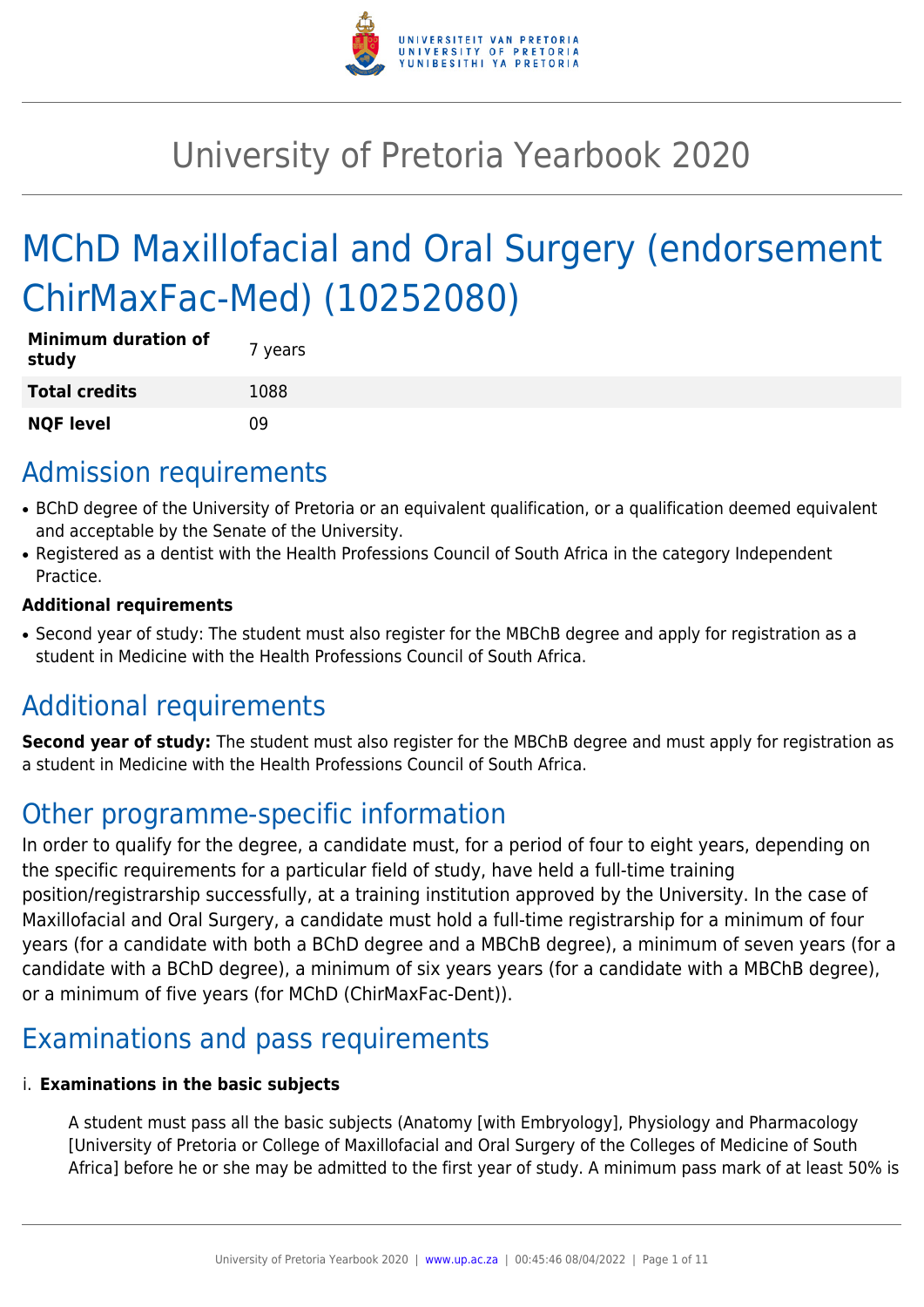# University of Pretoria Yearbook 2020

# MChD Maxillofacial and Oral Surgery (endorsement ChirMaxFac-Med) (10252080)

| | |
|---|---|
| **Minimum duration of study** | 7 years |
| **Total credits** | 1088 |
| **NQF level** | 09 |

## Admission requirements

- BChD degree of the University of Pretoria or an equivalent qualification, or a qualification deemed equivalent and acceptable by the Senate of the University.
- Registered as a dentist with the Health Professions Council of South Africa in the category Independent Practice.

**Additional requirements**

- Second year of study: The student must also register for the MBChB degree and apply for registration as a student in Medicine with the Health Professions Council of South Africa.

## Additional requirements

**Second year of study:** The student must also register for the MBChB degree and must apply for registration as a student in Medicine with the Health Professions Council of South Africa.

## Other programme-specific information

In order to qualify for the degree, a candidate must, for a period of four to eight years, depending on the specific requirements for a particular field of study, have held a full-time training position/registrarship successfully, at a training institution approved by the University. In the case of Maxillofacial and Oral Surgery, a candidate must hold a full-time registrarship for a minimum of four years (for a candidate with both a BChD degree and a MBChB degree), a minimum of seven years (for a candidate with a BChD degree), a minimum of six years years (for a candidate with a MBChB degree), or a minimum of five years (for MChD (ChirMaxFac-Dent)).

## Examinations and pass requirements

i. **Examinations in the basic subjects**

A student must pass all the basic subjects (Anatomy [with Embryology], Physiology and Pharmacology [University of Pretoria or College of Maxillofacial and Oral Surgery of the Colleges of Medicine of South Africa] before he or she may be admitted to the first year of study. A minimum pass mark of at least 50% is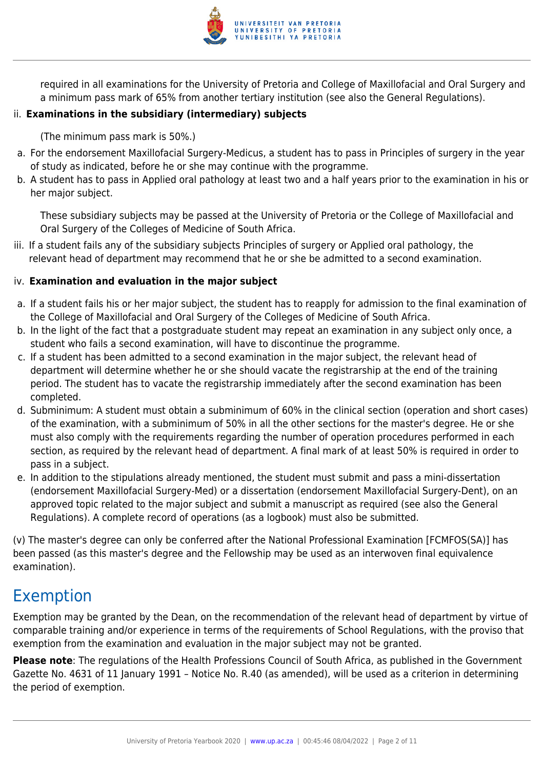required in all examinations for the University of Pretoria and College of Maxillofacial and Oral Surgery and a minimum pass mark of 65% from another tertiary institution (see also the General Regulations).

ii. **Examinations in the subsidiary (intermediary) subjects**

(The minimum pass mark is 50%.)

a. For the endorsement Maxillofacial Surgery-Medicus, a student has to pass in Principles of surgery in the year of study as indicated, before he or she may continue with the programme.
b. A student has to pass in Applied oral pathology at least two and a half years prior to the examination in his or her major subject.

These subsidiary subjects may be passed at the University of Pretoria or the College of Maxillofacial and Oral Surgery of the Colleges of Medicine of South Africa.

iii. If a student fails any of the subsidiary subjects Principles of surgery or Applied oral pathology, the relevant head of department may recommend that he or she be admitted to a second examination.

iv. **Examination and evaluation in the major subject**

a. If a student fails his or her major subject, the student has to reapply for admission to the final examination of the College of Maxillofacial and Oral Surgery of the Colleges of Medicine of South Africa.
b. In the light of the fact that a postgraduate student may repeat an examination in any subject only once, a student who fails a second examination, will have to discontinue the programme.
c. If a student has been admitted to a second examination in the major subject, the relevant head of department will determine whether he or she should vacate the registrarship at the end of the training period. The student has to vacate the registrarship immediately after the second examination has been completed.
d. Subminimum: A student must obtain a subminimum of 60% in the clinical section (operation and short cases) of the examination, with a subminimum of 50% in all the other sections for the master's degree. He or she must also comply with the requirements regarding the number of operation procedures performed in each section, as required by the relevant head of department. A final mark of at least 50% is required in order to pass in a subject.
e. In addition to the stipulations already mentioned, the student must submit and pass a mini-dissertation (endorsement Maxillofacial Surgery-Med) or a dissertation (endorsement Maxillofacial Surgery-Dent), on an approved topic related to the major subject and submit a manuscript as required (see also the General Regulations). A complete record of operations (as a logbook) must also be submitted.

(v) The master's degree can only be conferred after the National Professional Examination [FCMFOS(SA)] has been passed (as this master's degree and the Fellowship may be used as an interwoven final equivalence examination).

# Exemption

Exemption may be granted by the Dean, on the recommendation of the relevant head of department by virtue of comparable training and/or experience in terms of the requirements of School Regulations, with the proviso that exemption from the examination and evaluation in the major subject may not be granted.

**Please note**: The regulations of the Health Professions Council of South Africa, as published in the Government Gazette No. 4631 of 11 January 1991 – Notice No. R.40 (as amended), will be used as a criterion in determining the period of exemption.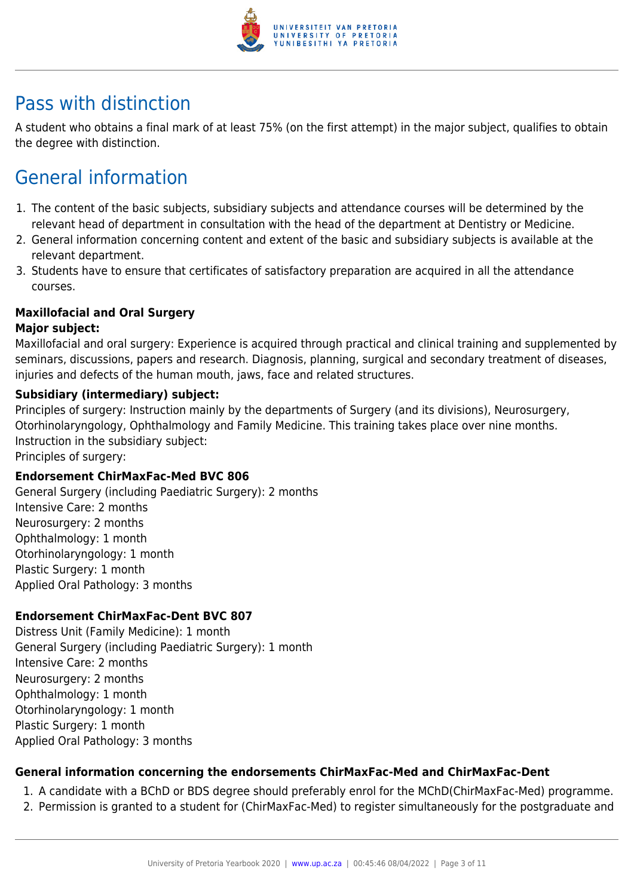## Pass with distinction

A student who obtains a final mark of at least 75% (on the first attempt) in the major subject, qualifies to obtain the degree with distinction.

## General information

1. The content of the basic subjects, subsidiary subjects and attendance courses will be determined by the relevant head of department in consultation with the head of the department at Dentistry or Medicine.
2. General information concerning content and extent of the basic and subsidiary subjects is available at the relevant department.
3. Students have to ensure that certificates of satisfactory preparation are acquired in all the attendance courses.

**Maxillofacial and Oral Surgery**
**Major subject:**
Maxillofacial and oral surgery: Experience is acquired through practical and clinical training and supplemented by seminars, discussions, papers and research. Diagnosis, planning, surgical and secondary treatment of diseases, injuries and defects of the human mouth, jaws, face and related structures.

**Subsidiary (intermediary) subject:**
Principles of surgery: Instruction mainly by the departments of Surgery (and its divisions), Neurosurgery, Otorhinolaryngology, Ophthalmology and Family Medicine. This training takes place over nine months.
Instruction in the subsidiary subject:
Principles of surgery:

**Endorsement ChirMaxFac-Med BVC 806**
General Surgery (including Paediatric Surgery): 2 months
Intensive Care: 2 months
Neurosurgery: 2 months
Ophthalmology: 1 month
Otorhinolaryngology: 1 month
Plastic Surgery: 1 month
Applied Oral Pathology: 3 months

**Endorsement ChirMaxFac-Dent BVC 807**
Distress Unit (Family Medicine): 1 month
General Surgery (including Paediatric Surgery): 1 month
Intensive Care: 2 months
Neurosurgery: 2 months
Ophthalmology: 1 month
Otorhinolaryngology: 1 month
Plastic Surgery: 1 month
Applied Oral Pathology: 3 months

**General information concerning the endorsements ChirMaxFac-Med and ChirMaxFac-Dent**

1. A candidate with a BChD or BDS degree should preferably enrol for the MChD(ChirMaxFac-Med) programme.
2. Permission is granted to a student for (ChirMaxFac-Med) to register simultaneously for the postgraduate and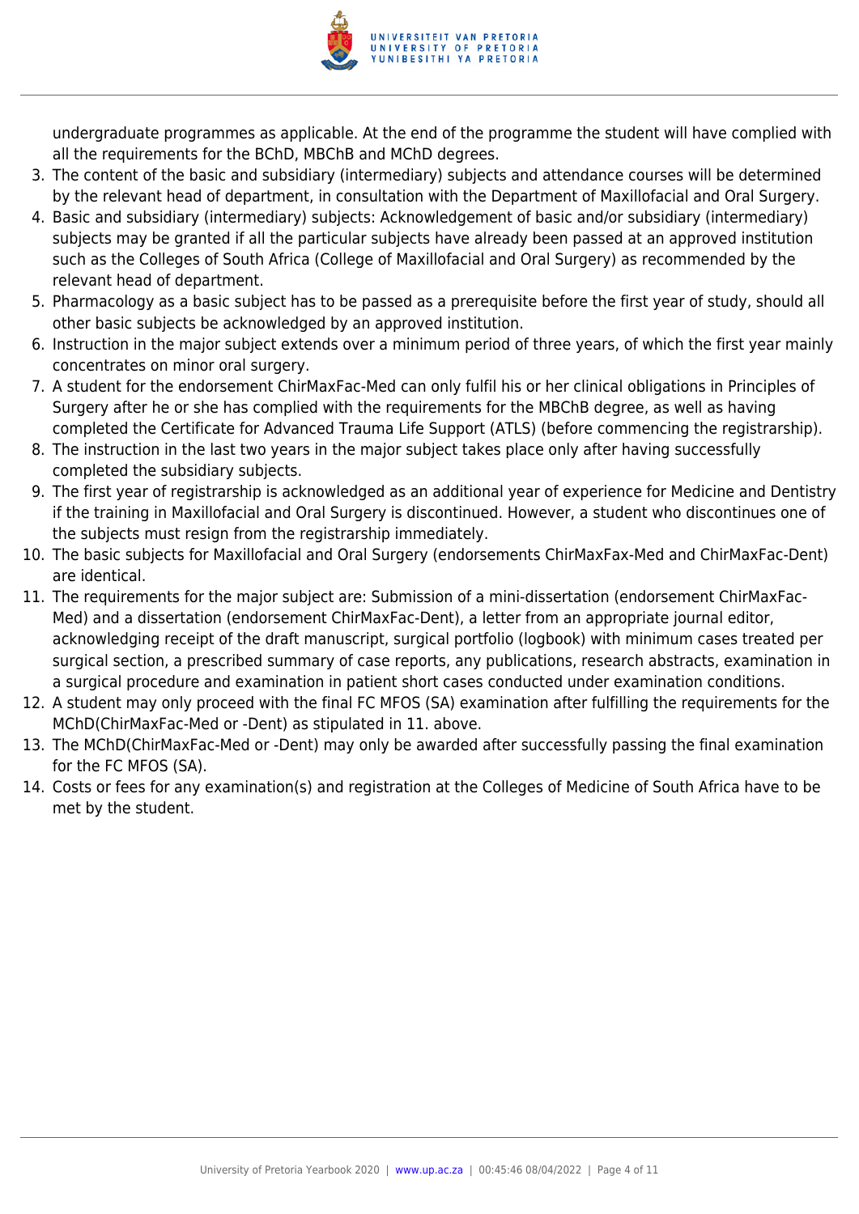undergraduate programmes as applicable. At the end of the programme the student will have complied with all the requirements for the BChD, MBChB and MChD degrees.

3. The content of the basic and subsidiary (intermediary) subjects and attendance courses will be determined by the relevant head of department, in consultation with the Department of Maxillofacial and Oral Surgery.
4. Basic and subsidiary (intermediary) subjects: Acknowledgement of basic and/or subsidiary (intermediary) subjects may be granted if all the particular subjects have already been passed at an approved institution such as the Colleges of South Africa (College of Maxillofacial and Oral Surgery) as recommended by the relevant head of department.
5. Pharmacology as a basic subject has to be passed as a prerequisite before the first year of study, should all other basic subjects be acknowledged by an approved institution.
6. Instruction in the major subject extends over a minimum period of three years, of which the first year mainly concentrates on minor oral surgery.
7. A student for the endorsement ChirMaxFac-Med can only fulfil his or her clinical obligations in Principles of Surgery after he or she has complied with the requirements for the MBChB degree, as well as having completed the Certificate for Advanced Trauma Life Support (ATLS) (before commencing the registrarship).
8. The instruction in the last two years in the major subject takes place only after having successfully completed the subsidiary subjects.
9. The first year of registrarship is acknowledged as an additional year of experience for Medicine and Dentistry if the training in Maxillofacial and Oral Surgery is discontinued. However, a student who discontinues one of the subjects must resign from the registrarship immediately.
10. The basic subjects for Maxillofacial and Oral Surgery (endorsements ChirMaxFax-Med and ChirMaxFac-Dent) are identical.
11. The requirements for the major subject are: Submission of a mini-dissertation (endorsement ChirMaxFac-Med) and a dissertation (endorsement ChirMaxFac-Dent), a letter from an appropriate journal editor, acknowledging receipt of the draft manuscript, surgical portfolio (logbook) with minimum cases treated per surgical section, a prescribed summary of case reports, any publications, research abstracts, examination in a surgical procedure and examination in patient short cases conducted under examination conditions.
12. A student may only proceed with the final FC MFOS (SA) examination after fulfilling the requirements for the MChD(ChirMaxFac-Med or -Dent) as stipulated in 11. above.
13. The MChD(ChirMaxFac-Med or -Dent) may only be awarded after successfully passing the final examination for the FC MFOS (SA).
14. Costs or fees for any examination(s) and registration at the Colleges of Medicine of South Africa have to be met by the student.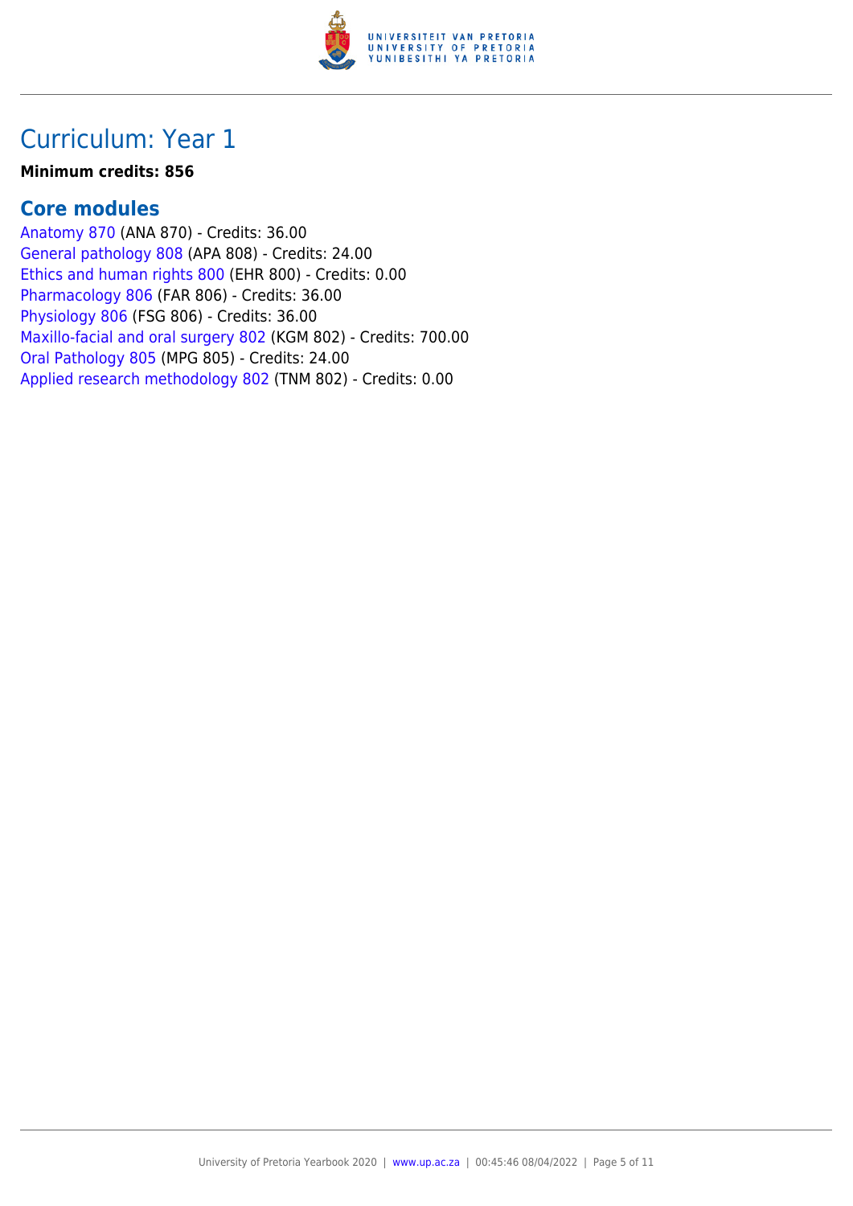# Curriculum: Year 1

**Minimum credits: 856**

## Core modules

Anatomy 870 (ANA 870) - Credits: 36.00
General pathology 808 (APA 808) - Credits: 24.00
Ethics and human rights 800 (EHR 800) - Credits: 0.00
Pharmacology 806 (FAR 806) - Credits: 36.00
Physiology 806 (FSG 806) - Credits: 36.00
Maxillo-facial and oral surgery 802 (KGM 802) - Credits: 700.00
Oral Pathology 805 (MPG 805) - Credits: 24.00
Applied research methodology 802 (TNM 802) - Credits: 0.00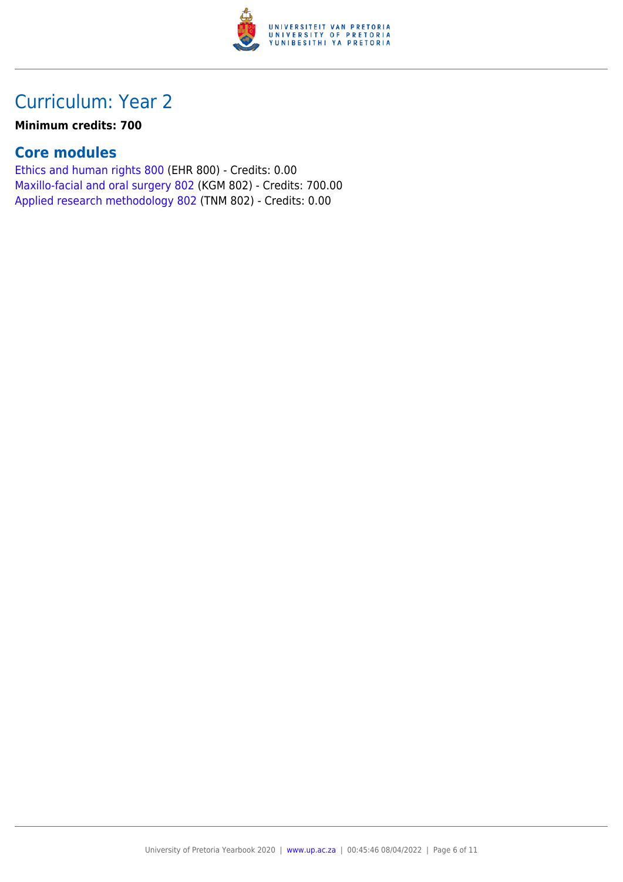## Curriculum: Year 2

**Minimum credits: 700**

### Core modules

Ethics and human rights 800 (EHR 800) - Credits: 0.00
Maxillo-facial and oral surgery 802 (KGM 802) - Credits: 700.00
Applied research methodology 802 (TNM 802) - Credits: 0.00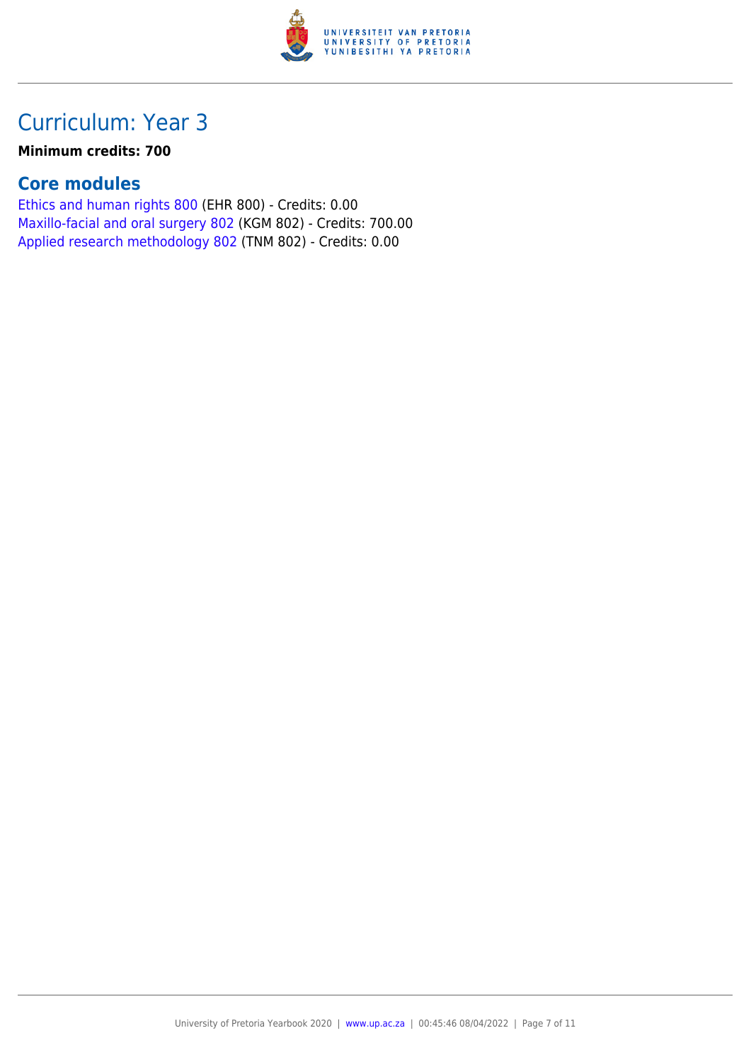# Curriculum: Year 3

**Minimum credits: 700**

## Core modules

Ethics and human rights 800 (EHR 800) - Credits: 0.00
Maxillo-facial and oral surgery 802 (KGM 802) - Credits: 700.00
Applied research methodology 802 (TNM 802) - Credits: 0.00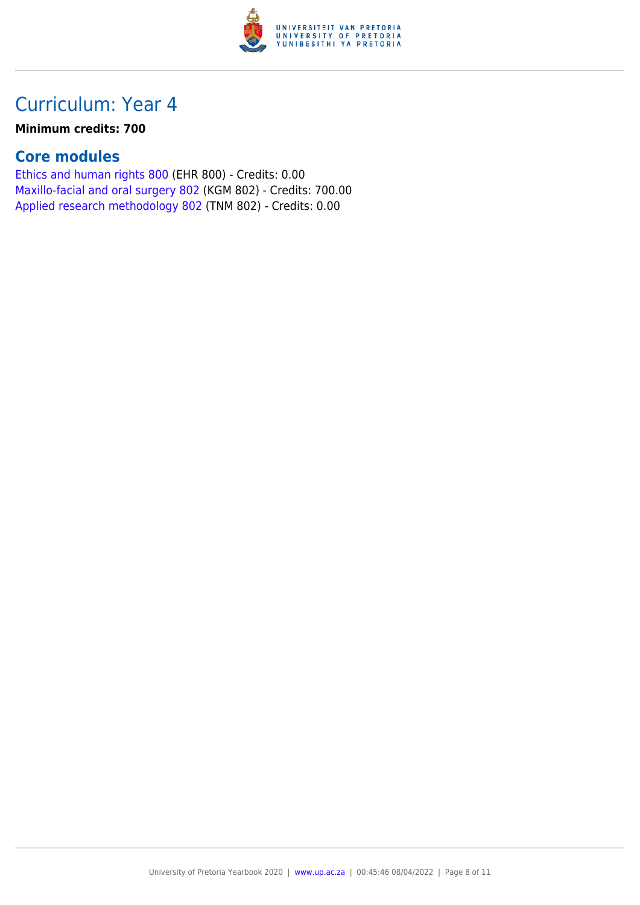## Curriculum: Year 4

**Minimum credits: 700**

### Core modules

Ethics and human rights 800 (EHR 800) - Credits: 0.00
Maxillo-facial and oral surgery 802 (KGM 802) - Credits: 700.00
Applied research methodology 802 (TNM 802) - Credits: 0.00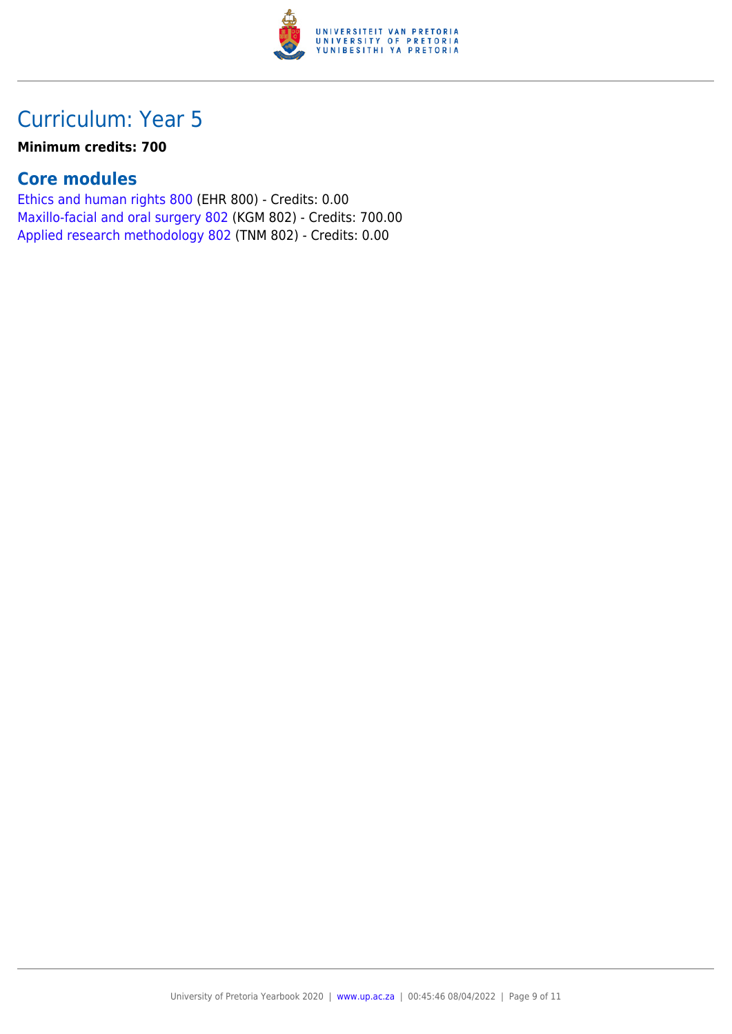# Curriculum: Year 5

**Minimum credits: 700**

## Core modules

Ethics and human rights 800 (EHR 800) - Credits: 0.00
Maxillo-facial and oral surgery 802 (KGM 802) - Credits: 700.00
Applied research methodology 802 (TNM 802) - Credits: 0.00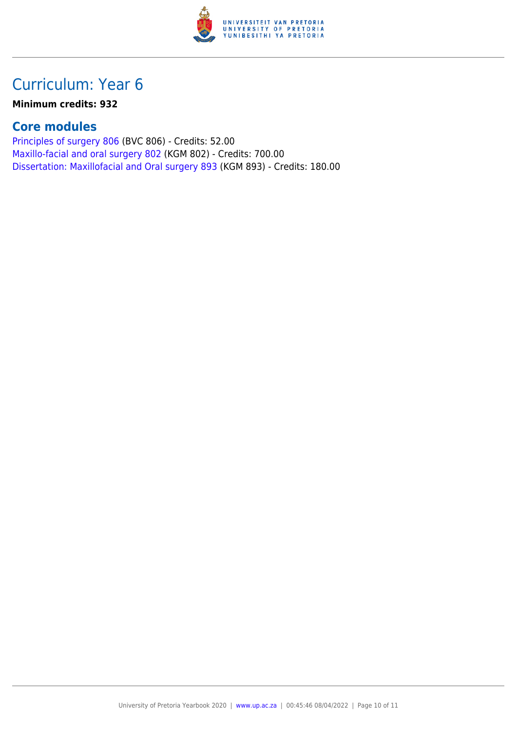# Curriculum: Year 6

**Minimum credits: 932**

## Core modules

Principles of surgery 806 (BVC 806) - Credits: 52.00
Maxillo-facial and oral surgery 802 (KGM 802) - Credits: 700.00
Dissertation: Maxillofacial and Oral surgery 893 (KGM 893) - Credits: 180.00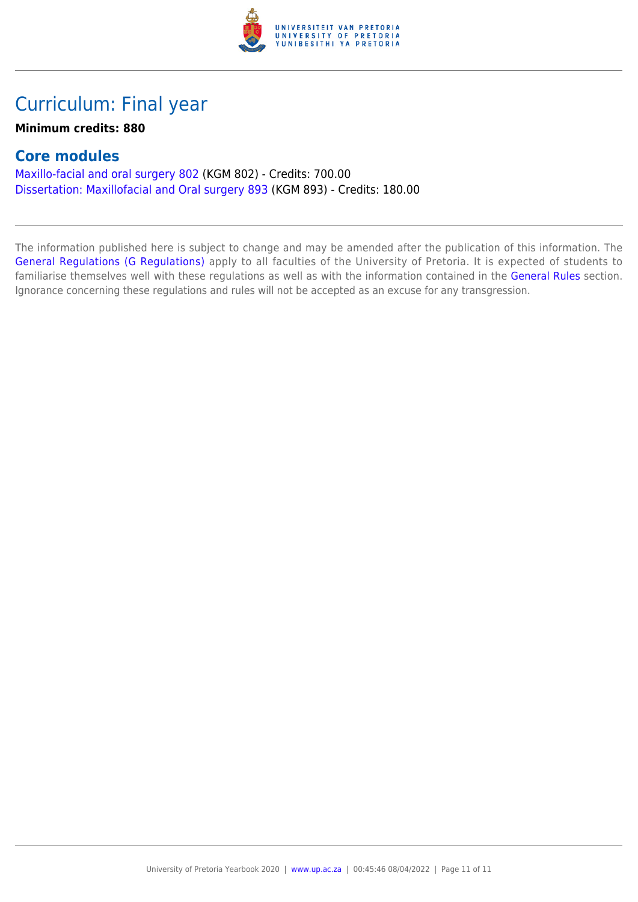# Curriculum: Final year

**Minimum credits: 880**

## Core modules

Maxillo-facial and oral surgery 802 (KGM 802) - Credits: 700.00
Dissertation: Maxillofacial and Oral surgery 893 (KGM 893) - Credits: 180.00

The information published here is subject to change and may be amended after the publication of this information. The General Regulations (G Regulations) apply to all faculties of the University of Pretoria. It is expected of students to familiarise themselves well with these regulations as well as with the information contained in the General Rules section. Ignorance concerning these regulations and rules will not be accepted as an excuse for any transgression.